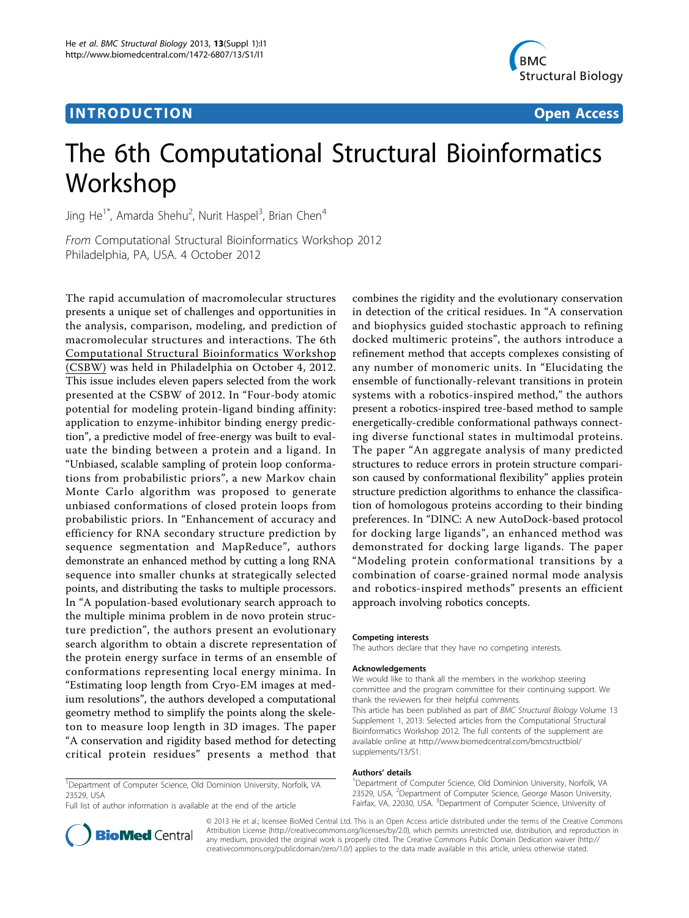INTRODUCTION Open Access

# The 6th Computational Structural Bioinformatics Workshop

Jing He[1*], Amarda Shehu[2], Nurit Haspel[3], Brian Chen[4]

*From* Computational Structural Bioinformatics Workshop 2012
Philadelphia, PA, USA. 4 October 2012

The rapid accumulation of macromolecular structures presents a unique set of challenges and opportunities in the analysis, comparison, modeling, and prediction of macromolecular structures and interactions. The 6th Computational Structural Bioinformatics Workshop (CSBW) was held in Philadelphia on October 4, 2012. This issue includes eleven papers selected from the work presented at the CSBW of 2012. In "Four-body atomic potential for modeling protein-ligand binding affinity: application to enzyme-inhibitor binding energy prediction", a predictive model of free-energy was built to evaluate the binding between a protein and a ligand. In "Unbiased, scalable sampling of protein loop conformations from probabilistic priors", a new Markov chain Monte Carlo algorithm was proposed to generate unbiased conformations of closed protein loops from probabilistic priors. In "Enhancement of accuracy and efficiency for RNA secondary structure prediction by sequence segmentation and MapReduce", authors demonstrate an enhanced method by cutting a long RNA sequence into smaller chunks at strategically selected points, and distributing the tasks to multiple processors. In "A population-based evolutionary search approach to the multiple minima problem in de novo protein structure prediction", the authors present an evolutionary search algorithm to obtain a discrete representation of the protein energy surface in terms of an ensemble of conformations representing local energy minima. In "Estimating loop length from Cryo-EM images at medium resolutions", the authors developed a computational geometry method to simplify the points along the skeleton to measure loop length in 3D images. The paper "A conservation and rigidity based method for detecting critical protein residues" presents a method that combines the rigidity and the evolutionary conservation in detection of the critical residues. In "A conservation and biophysics guided stochastic approach to refining docked multimeric proteins", the authors introduce a refinement method that accepts complexes consisting of any number of monomeric units. In "Elucidating the ensemble of functionally-relevant transitions in protein systems with a robotics-inspired method," the authors present a robotics-inspired tree-based method to sample energetically-credible conformational pathways connecting diverse functional states in multimodal proteins. The paper "An aggregate analysis of many predicted structures to reduce errors in protein structure comparison caused by conformational flexibility" applies protein structure prediction algorithms to enhance the classification of homologous proteins according to their binding preferences. In "DINC: A new AutoDock-based protocol for docking large ligands", an enhanced method was demonstrated for docking large ligands. The paper "Modeling protein conformational transitions by a combination of coarse-grained normal mode analysis and robotics-inspired methods" presents an efficient approach involving robotics concepts.

#### Competing interests
The authors declare that they have no competing interests.

#### Acknowledgements
We would like to thank all the members in the workshop steering committee and the program committee for their continuing support. We thank the reviewers for their helpful comments.
This article has been published as part of *BMC Structural Biology* Volume 13 Supplement 1, 2013: Selected articles from the Computational Structural Bioinformatics Workshop 2012. The full contents of the supplement are available online at http://www.biomedcentral.com/bmcstructbiol/supplements/13/S1.

#### Authors' details
[1]Department of Computer Science, Old Dominion University, Norfolk, VA 23529, USA. [2]Department of Computer Science, George Mason University, Fairfax, VA, 22030, USA. [3]Department of Computer Science, University of

[1]Department of Computer Science, Old Dominion University, Norfolk, VA 23529, USA
Full list of author information is available at the end of the article

© 2013 He et al.; licensee BioMed Central Ltd. This is an Open Access article distributed under the terms of the Creative Commons Attribution License (http://creativecommons.org/licenses/by/2.0), which permits unrestricted use, distribution, and reproduction in any medium, provided the original work is properly cited. The Creative Commons Public Domain Dedication waiver (http://creativecommons.org/publicdomain/zero/1.0/) applies to the data made available in this article, unless otherwise stated.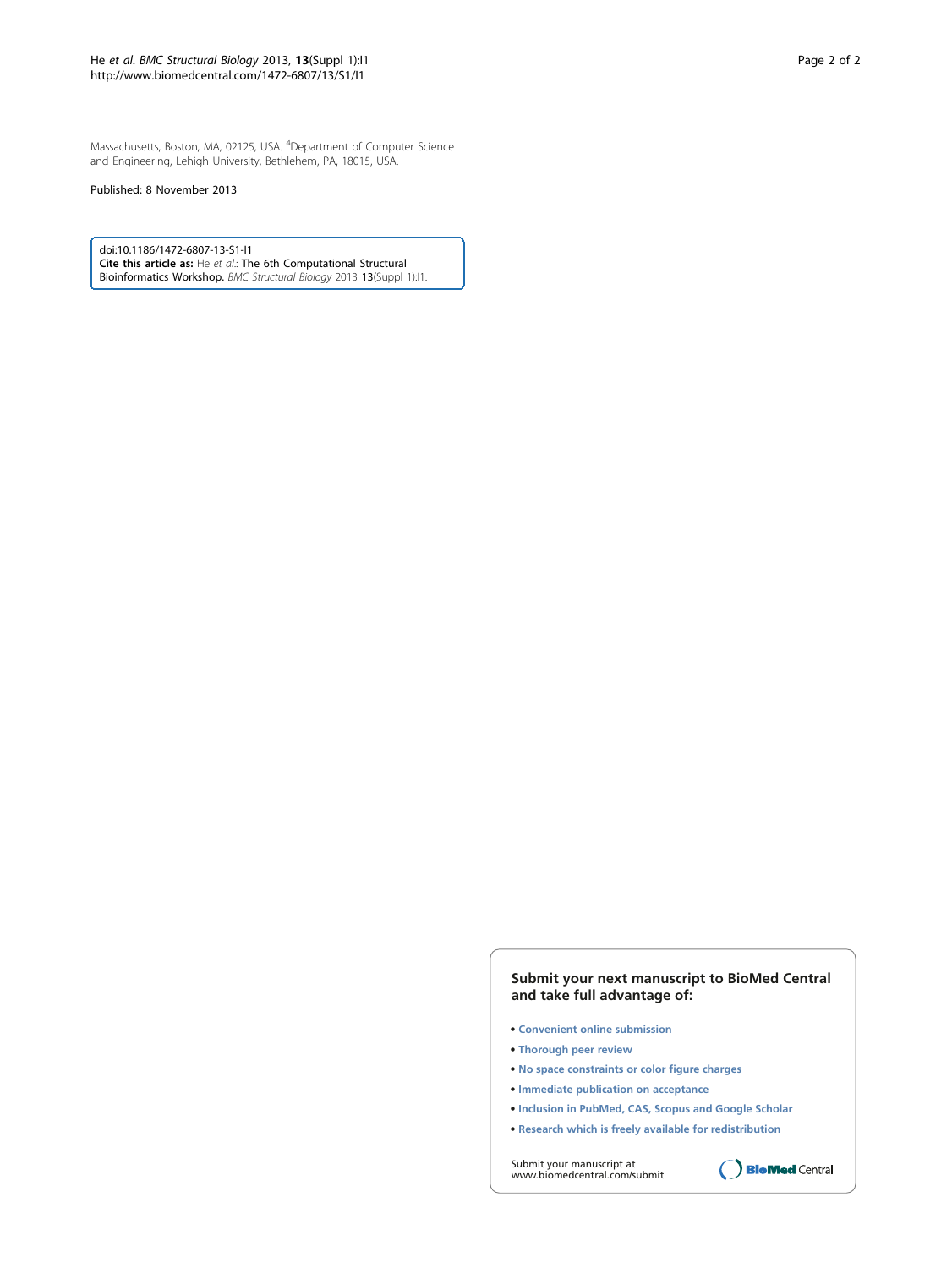Massachusetts, Boston, MA, 02125, USA. [4]Department of Computer Science and Engineering, Lehigh University, Bethlehem, PA, 18015, USA.

Published: 8 November 2013

doi:10.1186/1472-6807-13-S1-I1
**Cite this article as:** He *et al.*: The 6th Computational Structural Bioinformatics Workshop. *BMC Structural Biology* 2013 **13**(Suppl 1):I1.

**Submit your next manuscript to BioMed Central and take full advantage of:**

- **Convenient online submission**
- **Thorough peer review**
- **No space constraints or color figure charges**
- **Immediate publication on acceptance**
- **Inclusion in PubMed, CAS, Scopus and Google Scholar**
- **Research which is freely available for redistribution**

Submit your manuscript at
www.biomedcentral.com/submit

BioMed Central